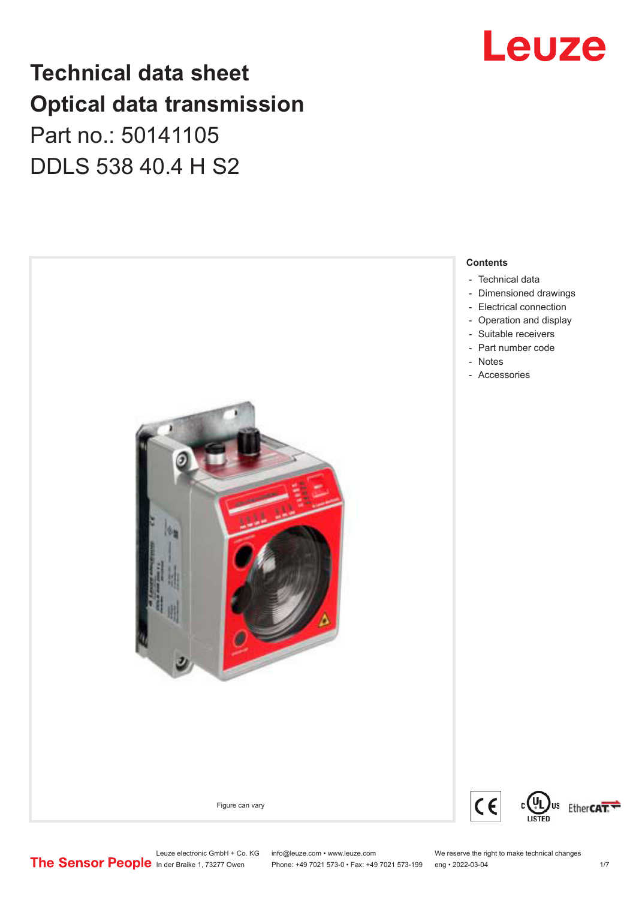# Technical data sheet
# Optical data transmission

Part no.: 50141105

DDLS 538 40.4 H S2

Figure can vary

**Contents**

- Technical data
- Dimensioned drawings
- Electrical connection
- Operation and display
- Suitable receivers
- Part number code
- Notes
- Accessories

Leuze electronic GmbH + Co. KG
In der Braike 1, 73277 Owen

info@leuze.com • www.leuze.com
Phone: +49 7021 573-0 • Fax: +49 7021 573-199

We reserve the right to make technical changes
eng • 2022-03-04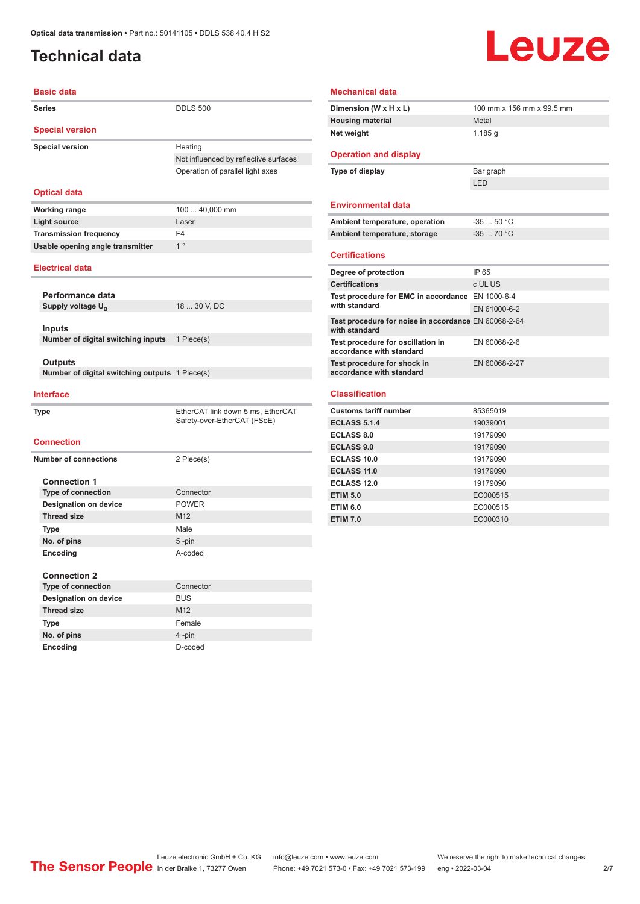# Technical data

## Basic data

| | |
|---|---|
| Series | DDLS 500 |

## Special version

| | |
|---|---|
| Special version | Heating |
| | Not influenced by reflective surfaces |
| | Operation of parallel light axes |

## Optical data

| | |
|---|---|
| Working range | 100 ... 40,000 mm |
| Light source | Laser |
| Transmission frequency | F4 |
| Usable opening angle transmitter | 1 ° |

## Electrical data

### Performance data

| | |
|---|---|
| Supply voltage $U_B$ | 18 ... 30 V, DC |

### Inputs

| | |
|---|---|
| Number of digital switching inputs | 1 Piece(s) |

### Outputs

| | |
|---|---|
| Number of digital switching outputs | 1 Piece(s) |

## Interface

| | |
|---|---|
| Type | EtherCAT link down 5 ms, EtherCAT Safety-over-EtherCAT (FSoE) |

## Connection

| | |
|---|---|
| Number of connections | 2 Piece(s) |

### Connection 1

| | |
|---|---|
| Type of connection | Connector |
| Designation on device | POWER |
| Thread size | M12 |
| Type | Male |
| No. of pins | 5 -pin |
| Encoding | A-coded |

### Connection 2

| | |
|---|---|
| Type of connection | Connector |
| Designation on device | BUS |
| Thread size | M12 |
| Type | Female |
| No. of pins | 4 -pin |
| Encoding | D-coded |

## Mechanical data

| | |
|---|---|
| Dimension (W x H x L) | 100 mm x 156 mm x 99.5 mm |
| Housing material | Metal |
| Net weight | 1,185 g |

## Operation and display

| | |
|---|---|
| Type of display | Bar graph |
| | LED |

## Environmental data

| | |
|---|---|
| Ambient temperature, operation | -35 ... 50 °C |
| Ambient temperature, storage | -35 ... 70 °C |

## Certifications

| | |
|---|---|
| Degree of protection | IP 65 |
| Certifications | c UL US |
| Test procedure for EMC in accordance with standard | EN 1000-6-4 |
| | EN 61000-6-2 |
| Test procedure for noise in accordance with standard | EN 60068-2-64 |
| Test procedure for oscillation in accordance with standard | EN 60068-2-6 |
| Test procedure for shock in accordance with standard | EN 60068-2-27 |

## Classification

| | |
|---|---|
| Customs tariff number | 85365019 |
| ECLASS 5.1.4 | 19039001 |
| ECLASS 8.0 | 19179090 |
| ECLASS 9.0 | 19179090 |
| ECLASS 10.0 | 19179090 |
| ECLASS 11.0 | 19179090 |
| ECLASS 12.0 | 19179090 |
| ETIM 5.0 | EC000515 |
| ETIM 6.0 | EC000515 |
| ETIM 7.0 | EC000310 |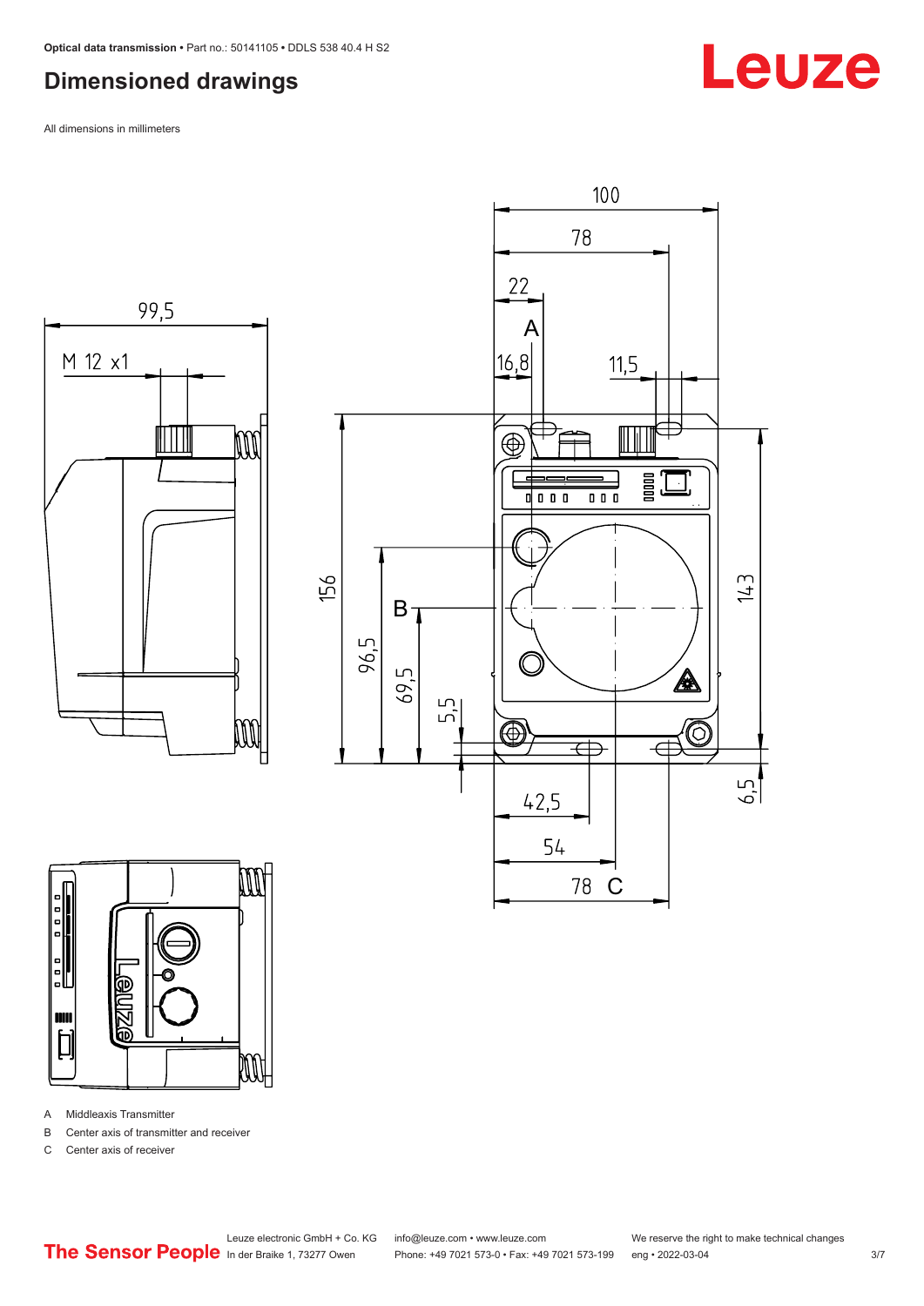## Dimensioned drawings

All dimensions in millimeters

A Middleaxis Transmitter

B Center axis of transmitter and receiver

C Center axis of receiver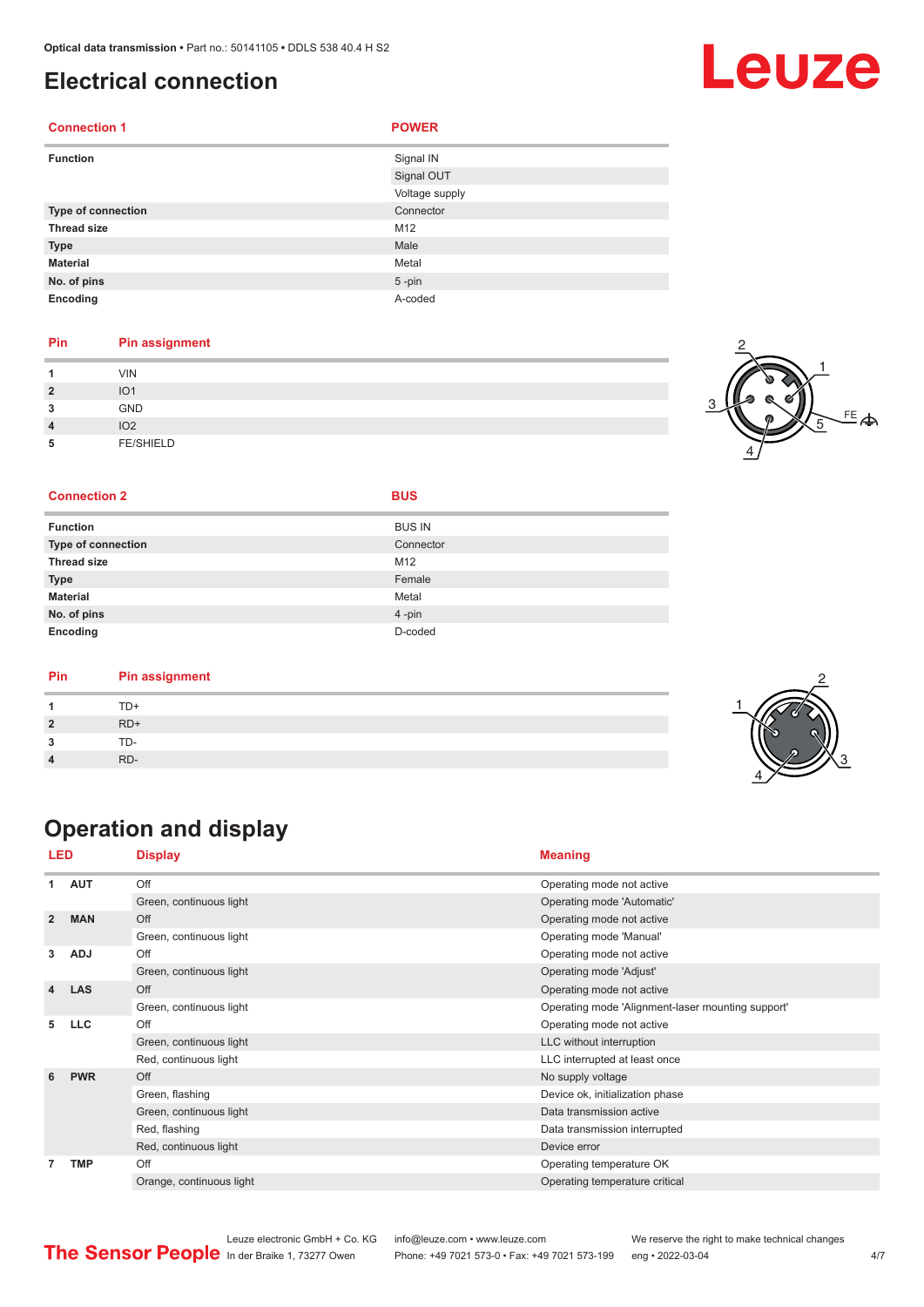## Electrical connection

| Connection 1 | POWER |
|---|---|
| **Function** | Signal IN |
| | Signal OUT |
| | Voltage supply |
| **Type of connection** | Connector |
| **Thread size** | M12 |
| **Type** | Male |
| **Material** | Metal |
| **No. of pins** | 5 -pin |
| **Encoding** | A-coded |

| Pin | Pin assignment |
|---|---|
| **1** | VIN |
| **2** | IO1 |
| **3** | GND |
| **4** | IO2 |
| **5** | FE/SHIELD |

| Connection 2 | BUS |
|---|---|
| **Function** | BUS IN |
| **Type of connection** | Connector |
| **Thread size** | M12 |
| **Type** | Female |
| **Material** | Metal |
| **No. of pins** | 4 -pin |
| **Encoding** | D-coded |

| Pin | Pin assignment |
|---|---|
| **1** | TD+ |
| **2** | RD+ |
| **3** | TD- |
| **4** | RD- |

## Operation and display

| LED | | Display | Meaning |
|---|---|---|---|
| **1** | **AUT** | Off | Operating mode not active |
| | | Green, continuous light | Operating mode 'Automatic' |
| **2** | **MAN** | Off | Operating mode not active |
| | | Green, continuous light | Operating mode 'Manual' |
| **3** | **ADJ** | Off | Operating mode not active |
| | | Green, continuous light | Operating mode 'Adjust' |
| **4** | **LAS** | Off | Operating mode not active |
| | | Green, continuous light | Operating mode 'Alignment-laser mounting support' |
| **5** | **LLC** | Off | Operating mode not active |
| | | Green, continuous light | LLC without interruption |
| | | Red, continuous light | LLC interrupted at least once |
| **6** | **PWR** | Off | No supply voltage |
| | | Green, flashing | Device ok, initialization phase |
| | | Green, continuous light | Data transmission active |
| | | Red, flashing | Data transmission interrupted |
| | | Red, continuous light | Device error |
| **7** | **TMP** | Off | Operating temperature OK |
| | | Orange, continuous light | Operating temperature critical |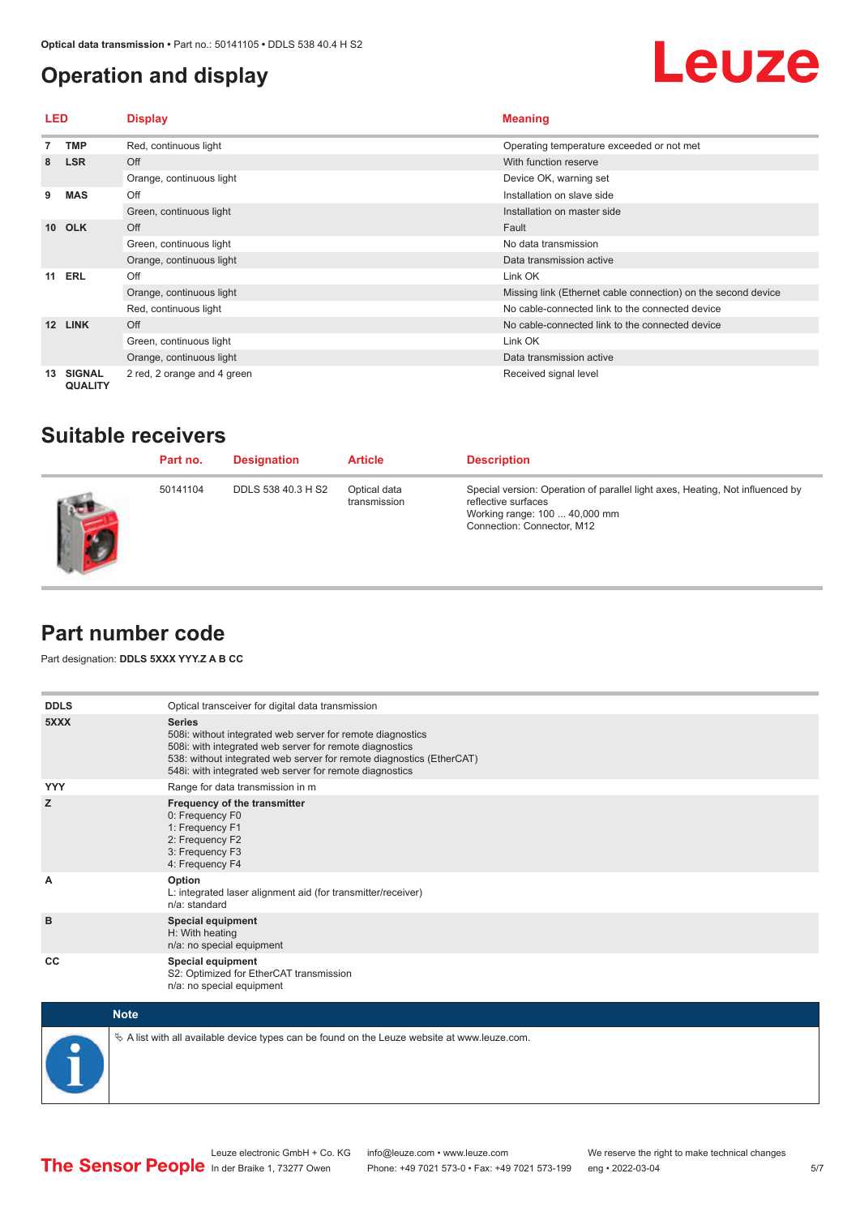# Operation and display

| LED | | Display | Meaning |
|---|---|---|---|
| 7 | TMP | Red, continuous light | Operating temperature exceeded or not met |
| 8 | LSR | Off | With function reserve |
| | | Orange, continuous light | Device OK, warning set |
| 9 | MAS | Off | Installation on slave side |
| | | Green, continuous light | Installation on master side |
| 10 | OLK | Off | Fault |
| | | Green, continuous light | No data transmission |
| | | Orange, continuous light | Data transmission active |
| 11 | ERL | Off | Link OK |
| | | Orange, continuous light | Missing link (Ethernet cable connection) on the second device |
| | | Red, continuous light | No cable-connected link to the connected device |
| 12 | LINK | Off | No cable-connected link to the connected device |
| | | Green, continuous light | Link OK |
| | | Orange, continuous light | Data transmission active |
| 13 | SIGNAL QUALITY | 2 red, 2 orange and 4 green | Received signal level |

# Suitable receivers

| | Part no. | Designation | Article | Description |
|---|---|---|---|---|
| | 50141104 | DDLS 538 40.3 H S2 | Optical data transmission | Special version: Operation of parallel light axes, Heating, Not influenced by reflective surfaces<br>Working range: 100 ... 40,000 mm<br>Connection: Connector, M12 |

# Part number code

Part designation: **DDLS 5XXX YYY.Z A B CC**

| | |
|---|---|
| **DDLS** | Optical transceiver for digital data transmission |
| **5XXX** | **Series**<br>508i: without integrated web server for remote diagnostics<br>508i: with integrated web server for remote diagnostics<br>538: without integrated web server for remote diagnostics (EtherCAT)<br>548i: with integrated web server for remote diagnostics |
| **YYY** | Range for data transmission in m |
| **Z** | **Frequency of the transmitter**<br>0: Frequency F0<br>1: Frequency F1<br>2: Frequency F2<br>3: Frequency F3<br>4: Frequency F4 |
| **A** | **Option**<br>L: integrated laser alignment aid (for transmitter/receiver)<br>n/a: standard |
| **B** | **Special equipment**<br>H: With heating<br>n/a: no special equipment |
| **CC** | **Special equipment**<br>S2: Optimized for EtherCAT transmission<br>n/a: no special equipment |

**Note**

↳ A list with all available device types can be found on the Leuze website at www.leuze.com.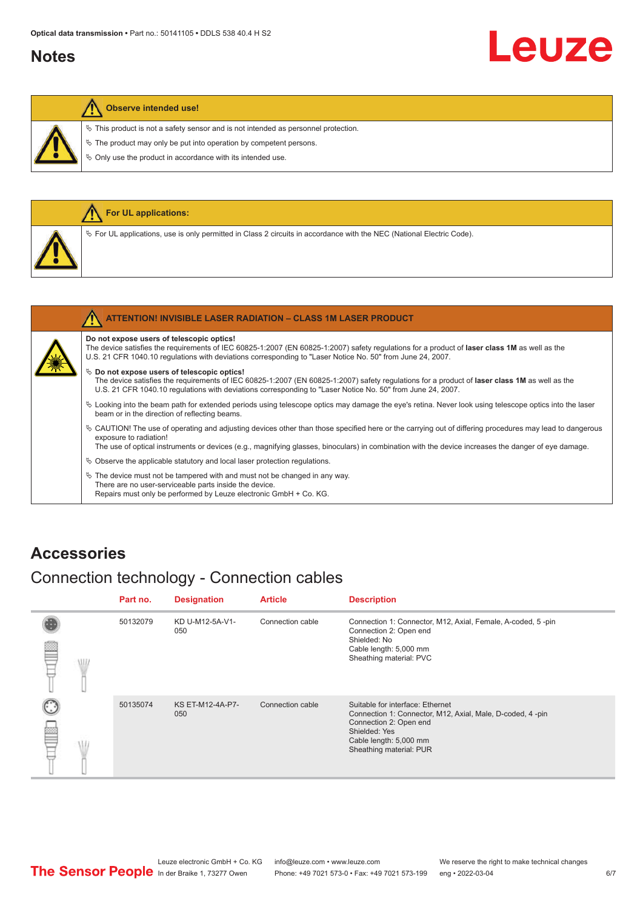## Notes

**Observe intended use!**

- ✎ This product is not a safety sensor and is not intended as personnel protection.
- ✎ The product may only be put into operation by competent persons.
- ✎ Only use the product in accordance with its intended use.

**For UL applications:**

- ✎ For UL applications, use is only permitted in Class 2 circuits in accordance with the NEC (National Electric Code).

**ATTENTION! INVISIBLE LASER RADIATION – CLASS 1M LASER PRODUCT**

**Do not expose users of telescopic optics!**
The device satisfies the requirements of IEC 60825-1:2007 (EN 60825-1:2007) safety regulations for a product of **laser class 1M** as well as the U.S. 21 CFR 1040.10 regulations with deviations corresponding to "Laser Notice No. 50" from June 24, 2007.

- ✎ **Do not expose users of telescopic optics!**
  The device satisfies the requirements of IEC 60825-1:2007 (EN 60825-1:2007) safety regulations for a product of **laser class 1M** as well as the U.S. 21 CFR 1040.10 regulations with deviations corresponding to "Laser Notice No. 50" from June 24, 2007.
- ✎ Looking into the beam path for extended periods using telescope optics may damage the eye's retina. Never look using telescope optics into the laser beam or in the direction of reflecting beams.
- ✎ CAUTION! The use of operating and adjusting devices other than those specified here or the carrying out of differing procedures may lead to dangerous exposure to radiation!
  The use of optical instruments or devices (e.g., magnifying glasses, binoculars) in combination with the device increases the danger of eye damage.
- ✎ Observe the applicable statutory and local laser protection regulations.
- ✎ The device must not be tampered with and must not be changed in any way.
  There are no user-serviceable parts inside the device.
  Repairs must only be performed by Leuze electronic GmbH + Co. KG.

## Accessories

### Connection technology - Connection cables

| Part no. | Designation | Article | Description |
| --- | --- | --- | --- |
| 50132079 | KD U-M12-5A-V1-050 | Connection cable | Connection 1: Connector, M12, Axial, Female, A-coded, 5 -pin<br>Connection 2: Open end<br>Shielded: No<br>Cable length: 5,000 mm<br>Sheathing material: PVC |
| 50135074 | KS ET-M12-4A-P7-050 | Connection cable | Suitable for interface: Ethernet<br>Connection 1: Connector, M12, Axial, Male, D-coded, 4 -pin<br>Connection 2: Open end<br>Shielded: Yes<br>Cable length: 5,000 mm<br>Sheathing material: PUR |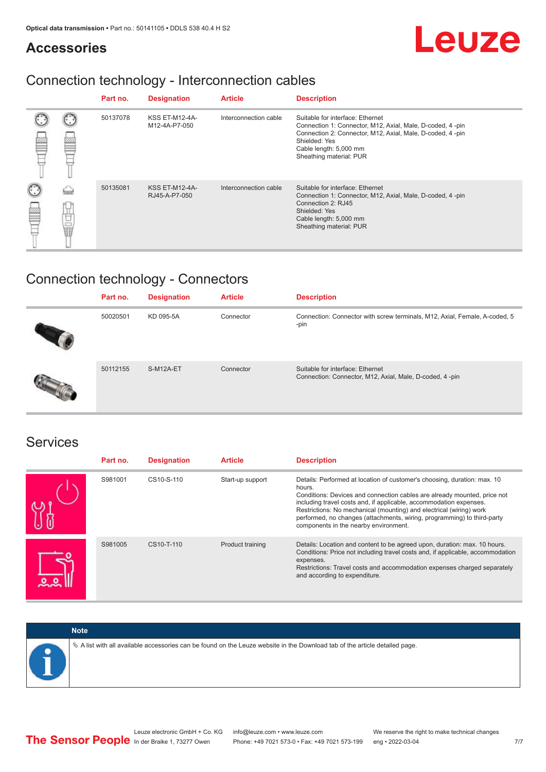## Accessories

### Connection technology - Interconnection cables

| | Part no. | Designation | Article | Description |
|---|---|---|---|---|
| | 50137078 | KSS ET-M12-4A-M12-4A-P7-050 | Interconnection cable | Suitable for interface: Ethernet<br>Connection 1: Connector, M12, Axial, Male, D-coded, 4 -pin<br>Connection 2: Connector, M12, Axial, Male, D-coded, 4 -pin<br>Shielded: Yes<br>Cable length: 5,000 mm<br>Sheathing material: PUR |
| | 50135081 | KSS ET-M12-4A-RJ45-A-P7-050 | Interconnection cable | Suitable for interface: Ethernet<br>Connection 1: Connector, M12, Axial, Male, D-coded, 4 -pin<br>Connection 2: RJ45<br>Shielded: Yes<br>Cable length: 5,000 mm<br>Sheathing material: PUR |

### Connection technology - Connectors

| | Part no. | Designation | Article | Description |
|---|---|---|---|---|
| | 50020501 | KD 095-5A | Connector | Connection: Connector with screw terminals, M12, Axial, Female, A-coded, 5 -pin |
| | 50112155 | S-M12A-ET | Connector | Suitable for interface: Ethernet<br>Connection: Connector, M12, Axial, Male, D-coded, 4 -pin |

### Services

| | Part no. | Designation | Article | Description |
|---|---|---|---|---|
| | S981001 | CS10-S-110 | Start-up support | Details: Performed at location of customer's choosing, duration: max. 10 hours.<br>Conditions: Devices and connection cables are already mounted, price not including travel costs and, if applicable, accommodation expenses.<br>Restrictions: No mechanical (mounting) and electrical (wiring) work performed, no changes (attachments, wiring, programming) to third-party components in the nearby environment. |
| | S981005 | CS10-T-110 | Product training | Details: Location and content to be agreed upon, duration: max. 10 hours.<br>Conditions: Price not including travel costs and, if applicable, accommodation expenses.<br>Restrictions: Travel costs and accommodation expenses charged separately and according to expenditure. |

**Note**

↳ A list with all available accessories can be found on the Leuze website in the Download tab of the article detailed page.